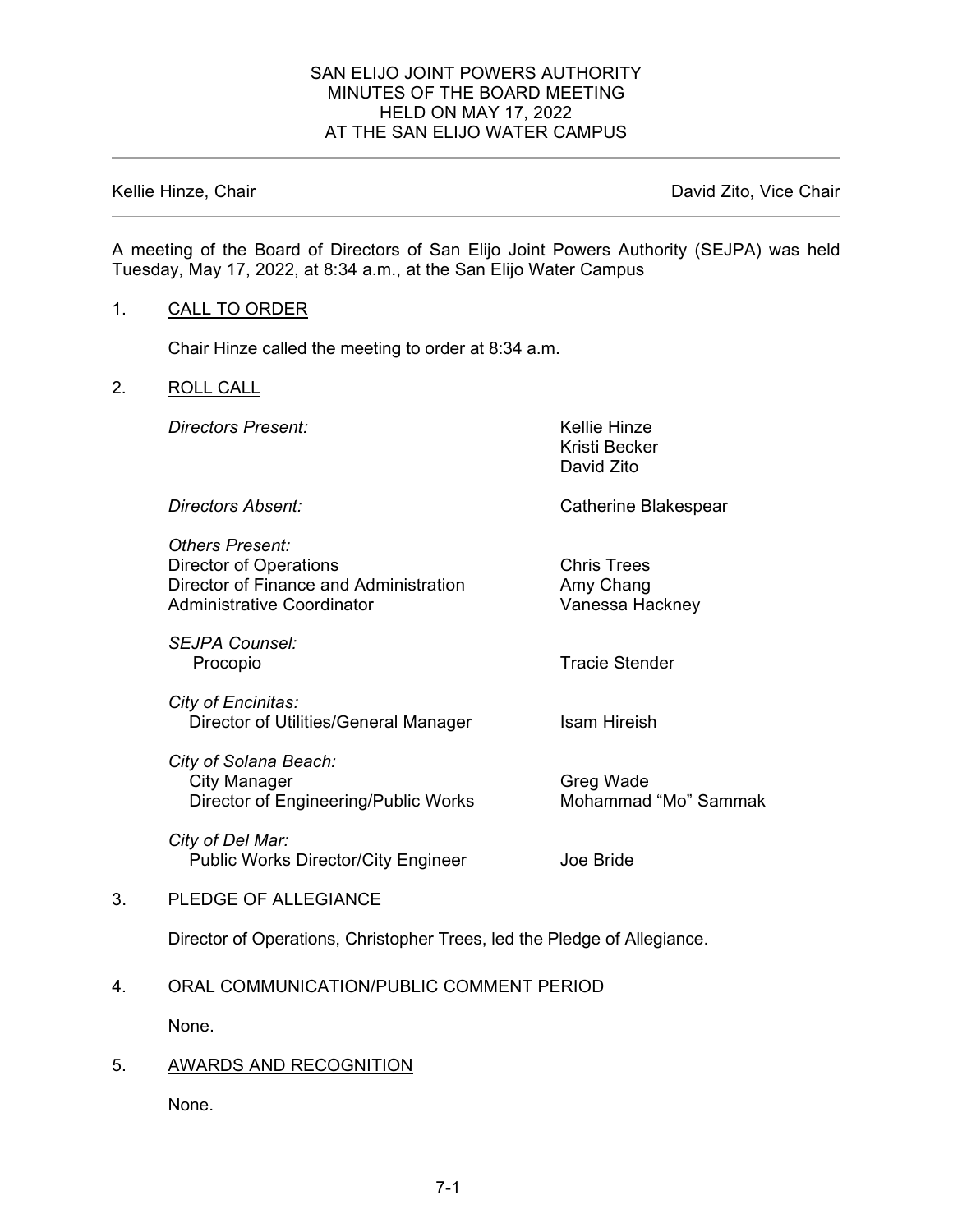# SAN ELIJO JOINT POWERS AUTHORITY
## MINUTES OF THE BOARD MEETING
## HELD ON MAY 17, 2022
## AT THE SAN ELIJO WATER CAMPUS

---

Kellie Hinze, Chair | David Zito, Vice Chair

---

A meeting of the Board of Directors of San Elijo Joint Powers Authority (SEJPA) was held Tuesday, May 17, 2022, at 8:34 a.m., at the San Elijo Water Campus

1. CALL TO ORDER

   Chair Hinze called the meeting to order at 8:34 a.m.

2. ROLL CALL

| | |
|---|---|
| *Directors Present:* | Kellie Hinze<br>Kristi Becker<br>David Zito |
| *Directors Absent:* | Catherine Blakespear |
| *Others Present:* | |
| Director of Operations | Chris Trees |
| Director of Finance and Administration | Amy Chang |
| Administrative Coordinator | Vanessa Hackney |
| *SEJPA Counsel:* | |
| Procopio | Tracie Stender |
| *City of Encinitas:* | |
| Director of Utilities/General Manager | Isam Hireish |
| *City of Solana Beach:* | |
| City Manager | Greg Wade |
| Director of Engineering/Public Works | Mohammad "Mo" Sammak |
| *City of Del Mar:* | |
| Public Works Director/City Engineer | Joe Bride |

3. PLEDGE OF ALLEGIANCE

   Director of Operations, Christopher Trees, led the Pledge of Allegiance.

4. ORAL COMMUNICATION/PUBLIC COMMENT PERIOD

   None.

5. AWARDS AND RECOGNITION

   None.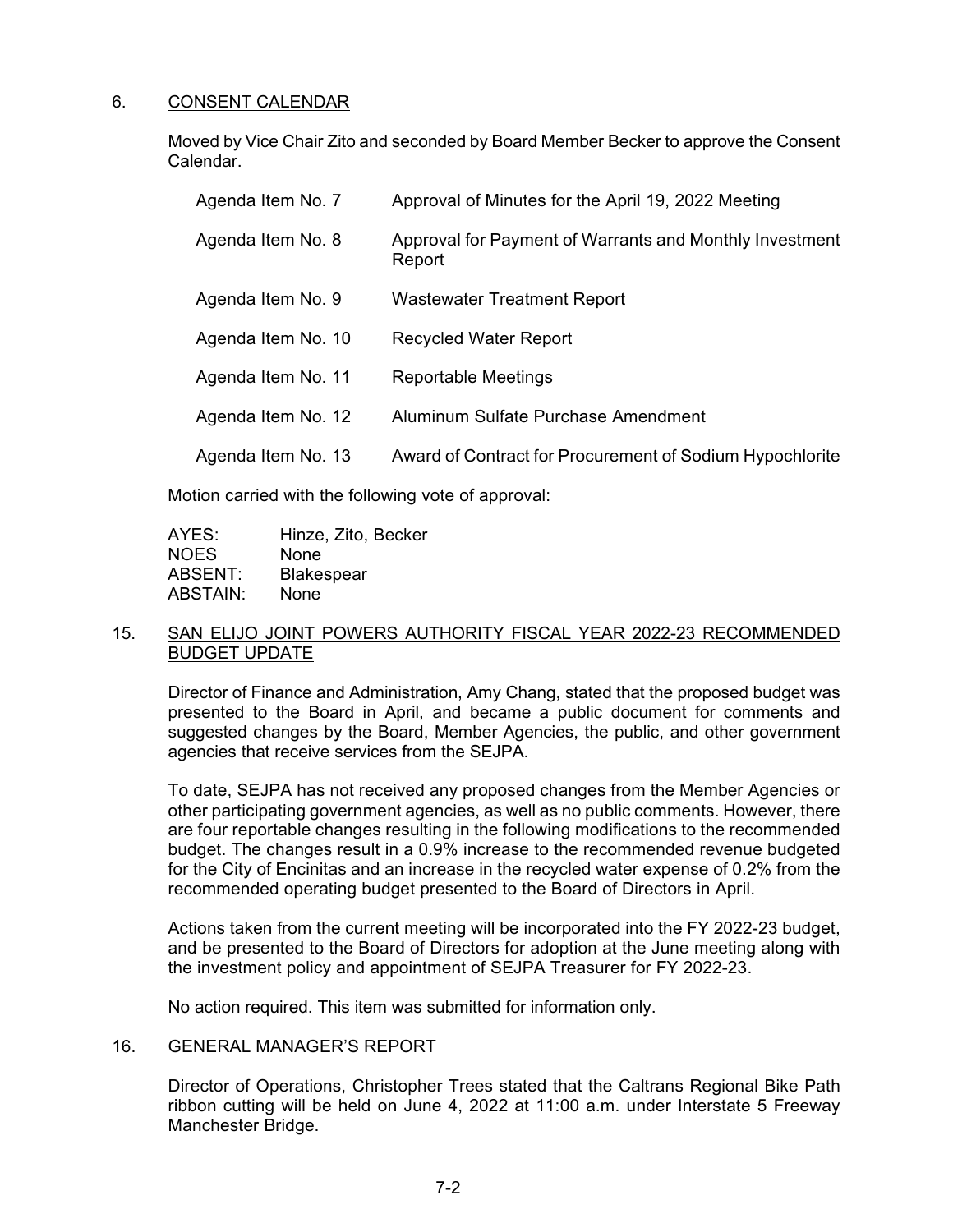## 6. CONSENT CALENDAR

Moved by Vice Chair Zito and seconded by Board Member Becker to approve the Consent Calendar.

| | |
|---|---|
| Agenda Item No. 7 | Approval of Minutes for the April 19, 2022 Meeting |
| Agenda Item No. 8 | Approval for Payment of Warrants and Monthly Investment Report |
| Agenda Item No. 9 | Wastewater Treatment Report |
| Agenda Item No. 10 | Recycled Water Report |
| Agenda Item No. 11 | Reportable Meetings |
| Agenda Item No. 12 | Aluminum Sulfate Purchase Amendment |
| Agenda Item No. 13 | Award of Contract for Procurement of Sodium Hypochlorite |

Motion carried with the following vote of approval:

AYES: Hinze, Zito, Becker
NOES None
ABSENT: Blakespear
ABSTAIN: None

## 15. SAN ELIJO JOINT POWERS AUTHORITY FISCAL YEAR 2022-23 RECOMMENDED BUDGET UPDATE

Director of Finance and Administration, Amy Chang, stated that the proposed budget was presented to the Board in April, and became a public document for comments and suggested changes by the Board, Member Agencies, the public, and other government agencies that receive services from the SEJPA.

To date, SEJPA has not received any proposed changes from the Member Agencies or other participating government agencies, as well as no public comments. However, there are four reportable changes resulting in the following modifications to the recommended budget. The changes result in a 0.9% increase to the recommended revenue budgeted for the City of Encinitas and an increase in the recycled water expense of 0.2% from the recommended operating budget presented to the Board of Directors in April.

Actions taken from the current meeting will be incorporated into the FY 2022-23 budget, and be presented to the Board of Directors for adoption at the June meeting along with the investment policy and appointment of SEJPA Treasurer for FY 2022-23.

No action required. This item was submitted for information only.

## 16. GENERAL MANAGER'S REPORT

Director of Operations, Christopher Trees stated that the Caltrans Regional Bike Path ribbon cutting will be held on June 4, 2022 at 11:00 a.m. under Interstate 5 Freeway Manchester Bridge.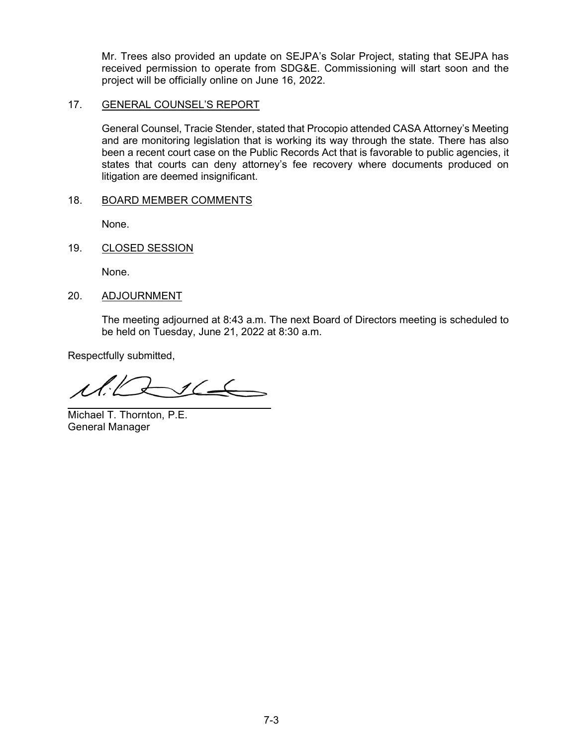Mr. Trees also provided an update on SEJPA's Solar Project, stating that SEJPA has received permission to operate from SDG&E. Commissioning will start soon and the project will be officially online on June 16, 2022.

17. GENERAL COUNSEL'S REPORT

General Counsel, Tracie Stender, stated that Procopio attended CASA Attorney's Meeting and are monitoring legislation that is working its way through the state. There has also been a recent court case on the Public Records Act that is favorable to public agencies, it states that courts can deny attorney's fee recovery where documents produced on litigation are deemed insignificant.

18. BOARD MEMBER COMMENTS

None.

19. CLOSED SESSION

None.

20. ADJOURNMENT

The meeting adjourned at 8:43 a.m. The next Board of Directors meeting is scheduled to be held on Tuesday, June 21, 2022 at 8:30 a.m.

Respectfully submitted,

Michael T. Thornton, P.E.
General Manager